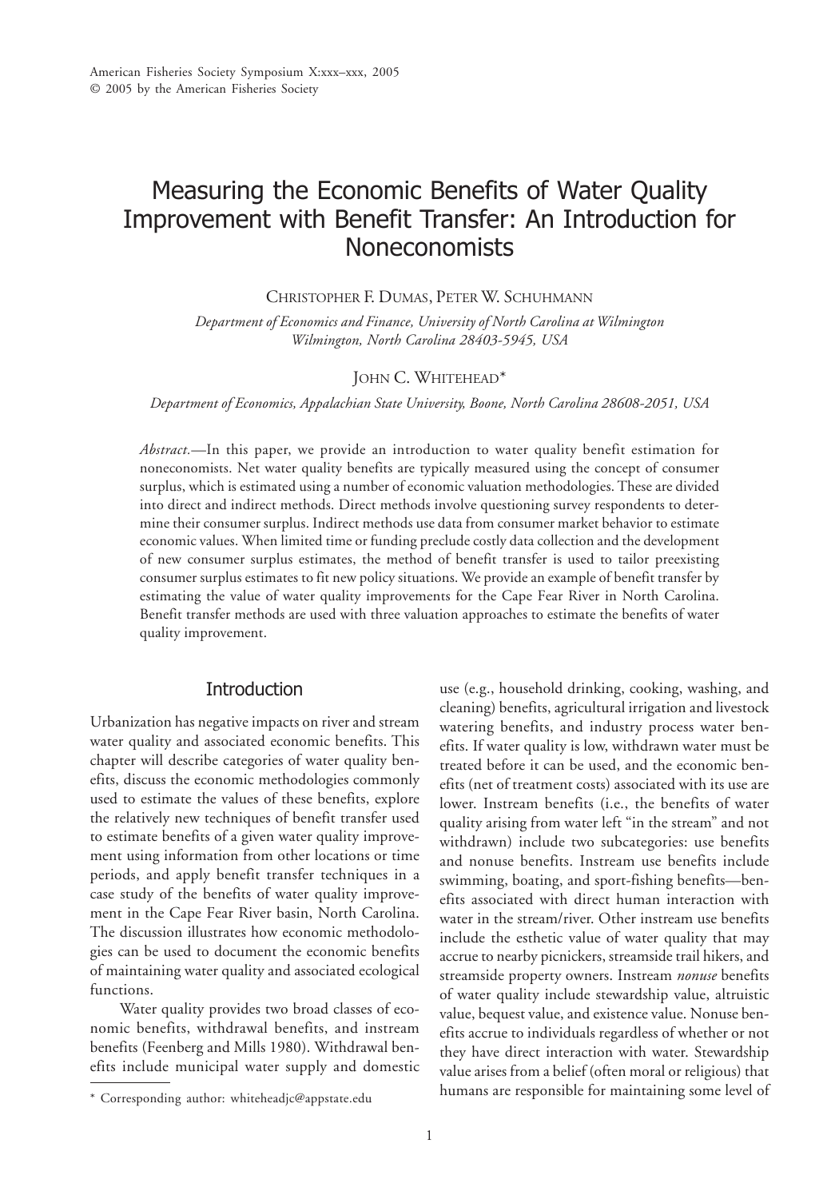# Measuring the Economic Benefits of Water Quality Improvement with Benefit Transfer: An Introduction for Noneconomists

CHRISTOPHER F. DUMAS, PETER W. SCHUHMANN

*Department of Economics and Finance, University of North Carolina at Wilmington Wilmington, North Carolina 28403-5945, USA*

JOHN C. WHITEHEAD*

*Department of Economics, Appalachian State University, Boone, North Carolina 28608-2051, USA*

*Abstract.*—In this paper, we provide an introduction to water quality benefit estimation for noneconomists. Net water quality benefits are typically measured using the concept of consumer surplus, which is estimated using a number of economic valuation methodologies. These are divided into direct and indirect methods. Direct methods involve questioning survey respondents to determine their consumer surplus. Indirect methods use data from consumer market behavior to estimate economic values. When limited time or funding preclude costly data collection and the development of new consumer surplus estimates, the method of benefit transfer is used to tailor preexisting consumer surplus estimates to fit new policy situations. We provide an example of benefit transfer by estimating the value of water quality improvements for the Cape Fear River in North Carolina. Benefit transfer methods are used with three valuation approaches to estimate the benefits of water quality improvement.

## Introduction

Urbanization has negative impacts on river and stream water quality and associated economic benefits. This chapter will describe categories of water quality benefits, discuss the economic methodologies commonly used to estimate the values of these benefits, explore the relatively new techniques of benefit transfer used to estimate benefits of a given water quality improvement using information from other locations or time periods, and apply benefit transfer techniques in a case study of the benefits of water quality improvement in the Cape Fear River basin, North Carolina. The discussion illustrates how economic methodologies can be used to document the economic benefits of maintaining water quality and associated ecological functions.

Water quality provides two broad classes of economic benefits, withdrawal benefits, and instream benefits (Feenberg and Mills 1980). Withdrawal benefits include municipal water supply and domestic use (e.g., household drinking, cooking, washing, and cleaning) benefits, agricultural irrigation and livestock watering benefits, and industry process water benefits. If water quality is low, withdrawn water must be treated before it can be used, and the economic benefits (net of treatment costs) associated with its use are lower. Instream benefits (i.e., the benefits of water quality arising from water left "in the stream" and not withdrawn) include two subcategories: use benefits and nonuse benefits. Instream use benefits include swimming, boating, and sport-fishing benefits—benefits associated with direct human interaction with water in the stream/river. Other instream use benefits include the esthetic value of water quality that may accrue to nearby picnickers, streamside trail hikers, and streamside property owners. Instream *nonuse* benefits of water quality include stewardship value, altruistic value, bequest value, and existence value. Nonuse benefits accrue to individuals regardless of whether or not they have direct interaction with water. Stewardship value arises from a belief (often moral or religious) that humans are responsible for maintaining some level of

* Corresponding author: whiteheadjc@appstate.edu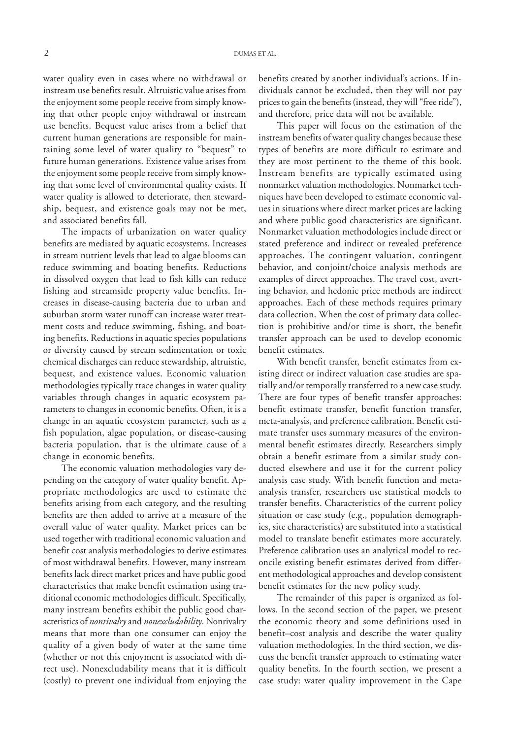water quality even in cases where no withdrawal or instream use benefits result. Altruistic value arises from the enjoyment some people receive from simply knowing that other people enjoy withdrawal or instream use benefits. Bequest value arises from a belief that current human generations are responsible for maintaining some level of water quality to "bequest" to future human generations. Existence value arises from the enjoyment some people receive from simply knowing that some level of environmental quality exists. If water quality is allowed to deteriorate, then stewardship, bequest, and existence goals may not be met, and associated benefits fall.

The impacts of urbanization on water quality benefits are mediated by aquatic ecosystems. Increases in stream nutrient levels that lead to algae blooms can reduce swimming and boating benefits. Reductions in dissolved oxygen that lead to fish kills can reduce fishing and streamside property value benefits. Increases in disease-causing bacteria due to urban and suburban storm water runoff can increase water treatment costs and reduce swimming, fishing, and boating benefits. Reductions in aquatic species populations or diversity caused by stream sedimentation or toxic chemical discharges can reduce stewardship, altruistic, bequest, and existence values. Economic valuation methodologies typically trace changes in water quality variables through changes in aquatic ecosystem parameters to changes in economic benefits. Often, it is a change in an aquatic ecosystem parameter, such as a fish population, algae population, or disease-causing bacteria population, that is the ultimate cause of a change in economic benefits.

The economic valuation methodologies vary depending on the category of water quality benefit. Appropriate methodologies are used to estimate the benefits arising from each category, and the resulting benefits are then added to arrive at a measure of the overall value of water quality. Market prices can be used together with traditional economic valuation and benefit cost analysis methodologies to derive estimates of most withdrawal benefits. However, many instream benefits lack direct market prices and have public good characteristics that make benefit estimation using traditional economic methodologies difficult. Specifically, many instream benefits exhibit the public good characteristics of *nonrivalry* and *nonexcludability*. Nonrivalry means that more than one consumer can enjoy the quality of a given body of water at the same time (whether or not this enjoyment is associated with direct use). Nonexcludability means that it is difficult (costly) to prevent one individual from enjoying the benefits created by another individual's actions. If individuals cannot be excluded, then they will not pay prices to gain the benefits (instead, they will "free ride"), and therefore, price data will not be available.

This paper will focus on the estimation of the instream benefits of water quality changes because these types of benefits are more difficult to estimate and they are most pertinent to the theme of this book. Instream benefits are typically estimated using nonmarket valuation methodologies. Nonmarket techniques have been developed to estimate economic values in situations where direct market prices are lacking and where public good characteristics are significant. Nonmarket valuation methodologies include direct or stated preference and indirect or revealed preference approaches. The contingent valuation, contingent behavior, and conjoint/choice analysis methods are examples of direct approaches. The travel cost, averting behavior, and hedonic price methods are indirect approaches. Each of these methods requires primary data collection. When the cost of primary data collection is prohibitive and/or time is short, the benefit transfer approach can be used to develop economic benefit estimates.

With benefit transfer, benefit estimates from existing direct or indirect valuation case studies are spatially and/or temporally transferred to a new case study. There are four types of benefit transfer approaches: benefit estimate transfer, benefit function transfer, meta-analysis, and preference calibration. Benefit estimate transfer uses summary measures of the environmental benefit estimates directly. Researchers simply obtain a benefit estimate from a similar study conducted elsewhere and use it for the current policy analysis case study. With benefit function and meta-analysis transfer, researchers use statistical models to transfer benefits. Characteristics of the current policy situation or case study (e.g., population demographics, site characteristics) are substituted into a statistical model to translate benefit estimates more accurately. Preference calibration uses an analytical model to reconcile existing benefit estimates derived from different methodological approaches and develop consistent benefit estimates for the new policy study.

The remainder of this paper is organized as follows. In the second section of the paper, we present the economic theory and some definitions used in benefit–cost analysis and describe the water quality valuation methodologies. In the third section, we discuss the benefit transfer approach to estimating water quality benefits. In the fourth section, we present a case study: water quality improvement in the Cape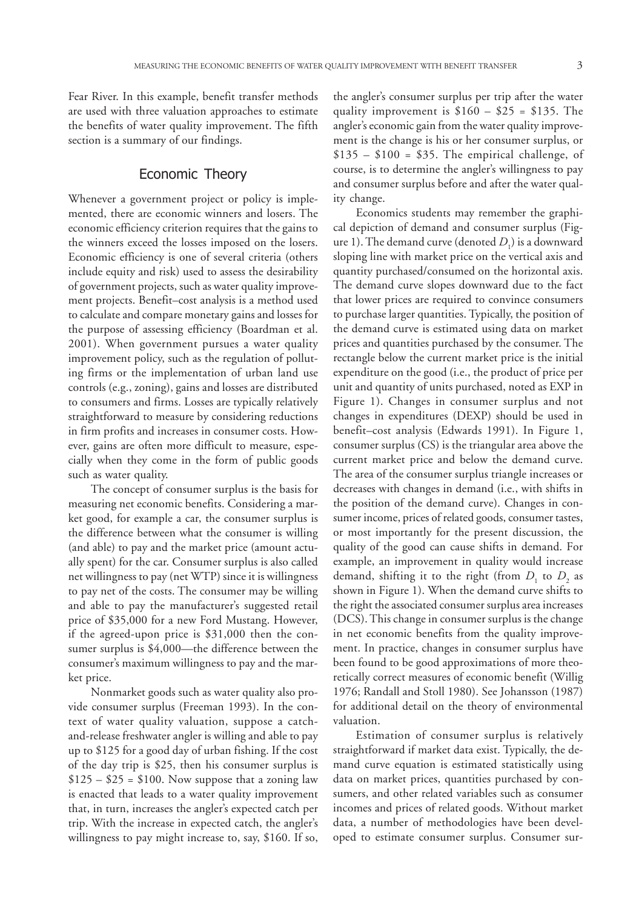Fear River. In this example, benefit transfer methods are used with three valuation approaches to estimate the benefits of water quality improvement. The fifth section is a summary of our findings.

## Economic Theory

Whenever a government project or policy is implemented, there are economic winners and losers. The economic efficiency criterion requires that the gains to the winners exceed the losses imposed on the losers. Economic efficiency is one of several criteria (others include equity and risk) used to assess the desirability of government projects, such as water quality improvement projects. Benefit–cost analysis is a method used to calculate and compare monetary gains and losses for the purpose of assessing efficiency (Boardman et al. 2001). When government pursues a water quality improvement policy, such as the regulation of polluting firms or the implementation of urban land use controls (e.g., zoning), gains and losses are distributed to consumers and firms. Losses are typically relatively straightforward to measure by considering reductions in firm profits and increases in consumer costs. However, gains are often more difficult to measure, especially when they come in the form of public goods such as water quality.

The concept of consumer surplus is the basis for measuring net economic benefits. Considering a market good, for example a car, the consumer surplus is the difference between what the consumer is willing (and able) to pay and the market price (amount actually spent) for the car. Consumer surplus is also called net willingness to pay (net WTP) since it is willingness to pay net of the costs. The consumer may be willing and able to pay the manufacturer's suggested retail price of \$35,000 for a new Ford Mustang. However, if the agreed-upon price is \$31,000 then the consumer surplus is \$4,000—the difference between the consumer's maximum willingness to pay and the market price.

Nonmarket goods such as water quality also provide consumer surplus (Freeman 1993). In the context of water quality valuation, suppose a catch-and-release freshwater angler is willing and able to pay up to \$125 for a good day of urban fishing. If the cost of the day trip is \$25, then his consumer surplus is \$125 – \$25 = \$100. Now suppose that a zoning law is enacted that leads to a water quality improvement that, in turn, increases the angler's expected catch per trip. With the increase in expected catch, the angler's willingness to pay might increase to, say, \$160. If so, the angler's consumer surplus per trip after the water quality improvement is \$160 – \$25 = \$135. The angler's economic gain from the water quality improvement is the change is his or her consumer surplus, or \$135 – \$100 = \$35. The empirical challenge, of course, is to determine the angler's willingness to pay and consumer surplus before and after the water quality change.

Economics students may remember the graphical depiction of demand and consumer surplus (Figure 1). The demand curve (denoted $D_1$) is a downward sloping line with market price on the vertical axis and quantity purchased/consumed on the horizontal axis. The demand curve slopes downward due to the fact that lower prices are required to convince consumers to purchase larger quantities. Typically, the position of the demand curve is estimated using data on market prices and quantities purchased by the consumer. The rectangle below the current market price is the initial expenditure on the good (i.e., the product of price per unit and quantity of units purchased, noted as EXP in Figure 1). Changes in consumer surplus and not changes in expenditures (DEXP) should be used in benefit–cost analysis (Edwards 1991). In Figure 1, consumer surplus (CS) is the triangular area above the current market price and below the demand curve. The area of the consumer surplus triangle increases or decreases with changes in demand (i.e., with shifts in the position of the demand curve). Changes in consumer income, prices of related goods, consumer tastes, or most importantly for the present discussion, the quality of the good can cause shifts in demand. For example, an improvement in quality would increase demand, shifting it to the right (from $D_1$ to $D_2$ as shown in Figure 1). When the demand curve shifts to the right the associated consumer surplus area increases (DCS). This change in consumer surplus is the change in net economic benefits from the quality improvement. In practice, changes in consumer surplus have been found to be good approximations of more theoretically correct measures of economic benefit (Willig 1976; Randall and Stoll 1980). See Johansson (1987) for additional detail on the theory of environmental valuation.

Estimation of consumer surplus is relatively straightforward if market data exist. Typically, the demand curve equation is estimated statistically using data on market prices, quantities purchased by consumers, and other related variables such as consumer incomes and prices of related goods. Without market data, a number of methodologies have been developed to estimate consumer surplus. Consumer sur-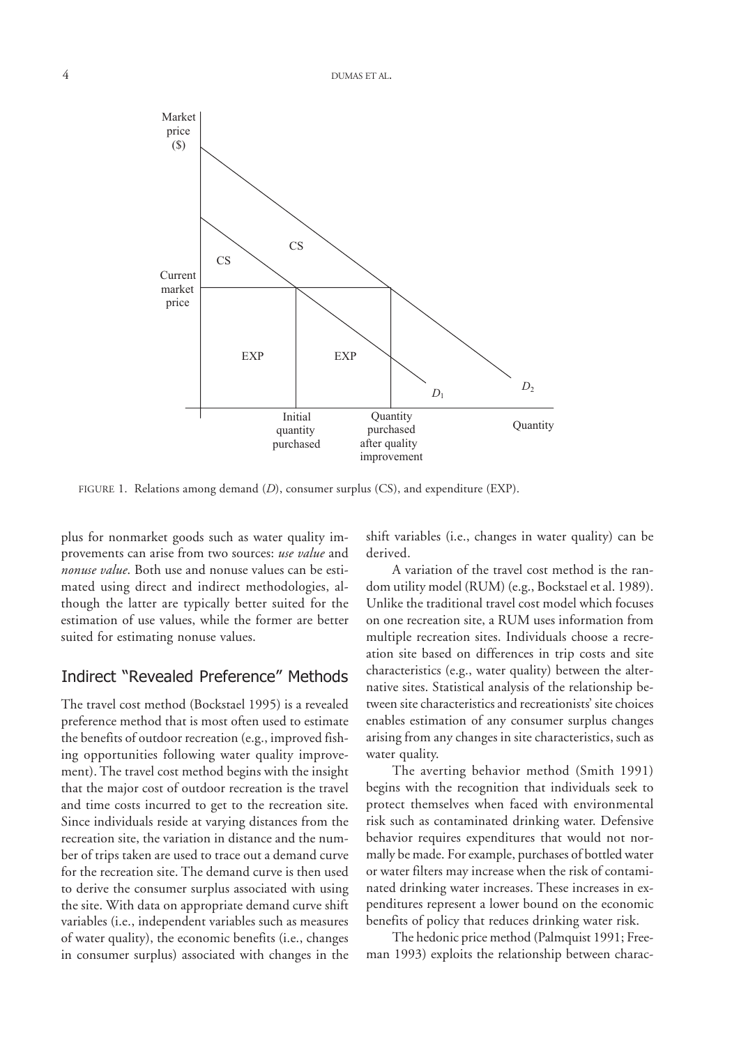Market price ($)

Current market price

CS

CS

EXP

EXP

$D_1$

$D_2$

Initial quantity purchased

Quantity purchased after quality improvement

Quantity

FIGURE 1. Relations among demand (*D*), consumer surplus (CS), and expenditure (EXP).

plus for nonmarket goods such as water quality improvements can arise from two sources: *use value* and *nonuse value*. Both use and nonuse values can be estimated using direct and indirect methodologies, although the latter are typically better suited for the estimation of use values, while the former are better suited for estimating nonuse values.

## Indirect "Revealed Preference" Methods

The travel cost method (Bockstael 1995) is a revealed preference method that is most often used to estimate the benefits of outdoor recreation (e.g., improved fishing opportunities following water quality improvement). The travel cost method begins with the insight that the major cost of outdoor recreation is the travel and time costs incurred to get to the recreation site. Since individuals reside at varying distances from the recreation site, the variation in distance and the number of trips taken are used to trace out a demand curve for the recreation site. The demand curve is then used to derive the consumer surplus associated with using the site. With data on appropriate demand curve shift variables (i.e., independent variables such as measures of water quality), the economic benefits (i.e., changes in consumer surplus) associated with changes in the shift variables (i.e., changes in water quality) can be derived.

A variation of the travel cost method is the random utility model (RUM) (e.g., Bockstael et al. 1989). Unlike the traditional travel cost model which focuses on one recreation site, a RUM uses information from multiple recreation sites. Individuals choose a recreation site based on differences in trip costs and site characteristics (e.g., water quality) between the alternative sites. Statistical analysis of the relationship between site characteristics and recreationists' site choices enables estimation of any consumer surplus changes arising from any changes in site characteristics, such as water quality.

The averting behavior method (Smith 1991) begins with the recognition that individuals seek to protect themselves when faced with environmental risk such as contaminated drinking water. Defensive behavior requires expenditures that would not normally be made. For example, purchases of bottled water or water filters may increase when the risk of contaminated drinking water increases. These increases in expenditures represent a lower bound on the economic benefits of policy that reduces drinking water risk.

The hedonic price method (Palmquist 1991; Freeman 1993) exploits the relationship between charac-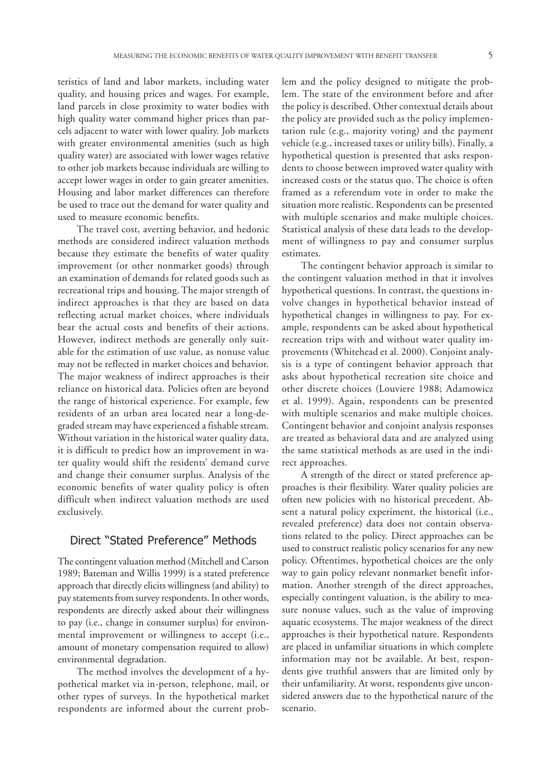teristics of land and labor markets, including water quality, and housing prices and wages. For example, land parcels in close proximity to water bodies with high quality water command higher prices than parcels adjacent to water with lower quality. Job markets with greater environmental amenities (such as high quality water) are associated with lower wages relative to other job markets because individuals are willing to accept lower wages in order to gain greater amenities. Housing and labor market differences can therefore be used to trace out the demand for water quality and used to measure economic benefits.

The travel cost, averting behavior, and hedonic methods are considered indirect valuation methods because they estimate the benefits of water quality improvement (or other nonmarket goods) through an examination of demands for related goods such as recreational trips and housing. The major strength of indirect approaches is that they are based on data reflecting actual market choices, where individuals bear the actual costs and benefits of their actions. However, indirect methods are generally only suitable for the estimation of use value, as nonuse value may not be reflected in market choices and behavior. The major weakness of indirect approaches is their reliance on historical data. Policies often are beyond the range of historical experience. For example, few residents of an urban area located near a long-degraded stream may have experienced a fishable stream. Without variation in the historical water quality data, it is difficult to predict how an improvement in water quality would shift the residents' demand curve and change their consumer surplus. Analysis of the economic benefits of water quality policy is often difficult when indirect valuation methods are used exclusively.

## Direct "Stated Preference" Methods

The contingent valuation method (Mitchell and Carson 1989; Bateman and Willis 1999) is a stated preference approach that directly elicits willingness (and ability) to pay statements from survey respondents. In other words, respondents are directly asked about their willingness to pay (i.e., change in consumer surplus) for environmental improvement or willingness to accept (i.e., amount of monetary compensation required to allow) environmental degradation.

The method involves the development of a hypothetical market via in-person, telephone, mail, or other types of surveys. In the hypothetical market respondents are informed about the current problem and the policy designed to mitigate the problem. The state of the environment before and after the policy is described. Other contextual details about the policy are provided such as the policy implementation rule (e.g., majority voting) and the payment vehicle (e.g., increased taxes or utility bills). Finally, a hypothetical question is presented that asks respondents to choose between improved water quality with increased costs or the status quo. The choice is often framed as a referendum vote in order to make the situation more realistic. Respondents can be presented with multiple scenarios and make multiple choices. Statistical analysis of these data leads to the development of willingness to pay and consumer surplus estimates.

The contingent behavior approach is similar to the contingent valuation method in that it involves hypothetical questions. In contrast, the questions involve changes in hypothetical behavior instead of hypothetical changes in willingness to pay. For example, respondents can be asked about hypothetical recreation trips with and without water quality improvements (Whitehead et al. 2000). Conjoint analysis is a type of contingent behavior approach that asks about hypothetical recreation site choice and other discrete choices (Louviere 1988; Adamowicz et al. 1999). Again, respondents can be presented with multiple scenarios and make multiple choices. Contingent behavior and conjoint analysis responses are treated as behavioral data and are analyzed using the same statistical methods as are used in the indirect approaches.

A strength of the direct or stated preference approaches is their flexibility. Water quality policies are often new policies with no historical precedent. Absent a natural policy experiment, the historical (i.e., revealed preference) data does not contain observations related to the policy. Direct approaches can be used to construct realistic policy scenarios for any new policy. Oftentimes, hypothetical choices are the only way to gain policy relevant nonmarket benefit information. Another strength of the direct approaches, especially contingent valuation, is the ability to measure nonuse values, such as the value of improving aquatic ecosystems. The major weakness of the direct approaches is their hypothetical nature. Respondents are placed in unfamiliar situations in which complete information may not be available. At best, respondents give truthful answers that are limited only by their unfamiliarity. At worst, respondents give unconsidered answers due to the hypothetical nature of the scenario.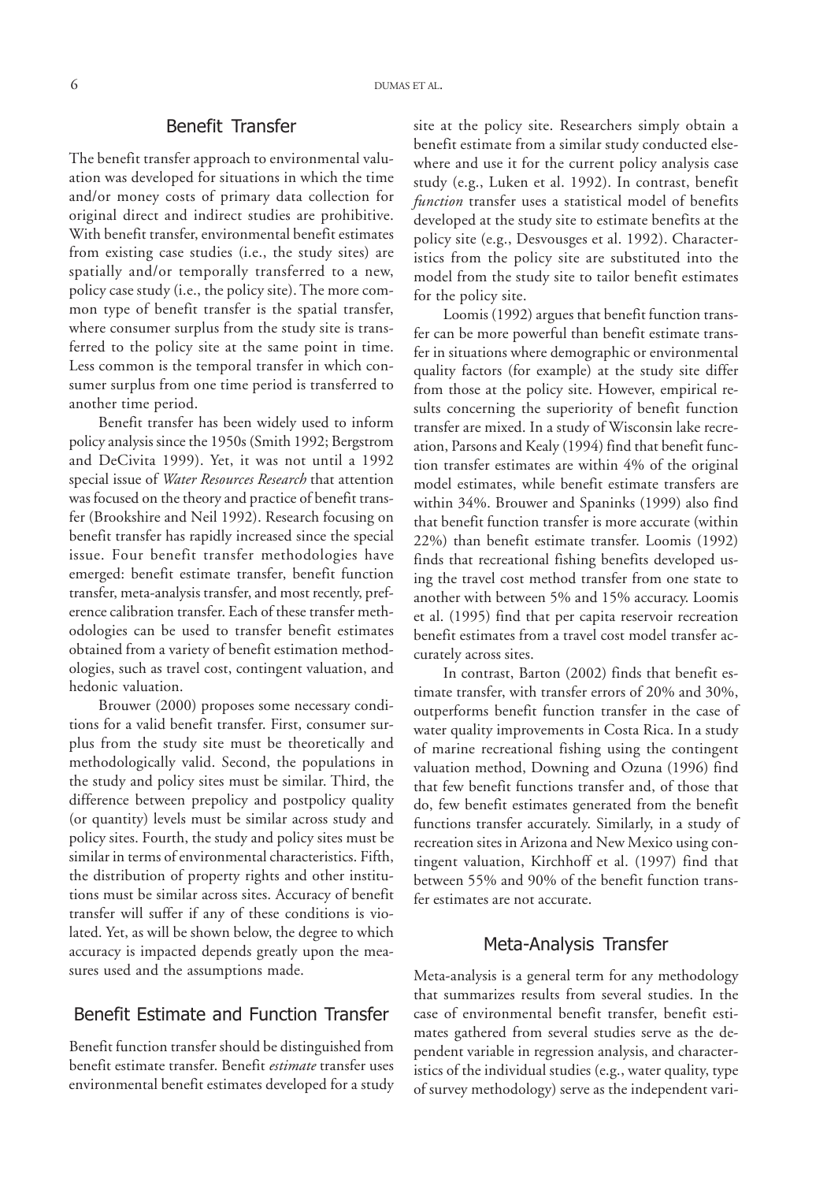## Benefit Transfer

The benefit transfer approach to environmental valuation was developed for situations in which the time and/or money costs of primary data collection for original direct and indirect studies are prohibitive. With benefit transfer, environmental benefit estimates from existing case studies (i.e., the study sites) are spatially and/or temporally transferred to a new, policy case study (i.e., the policy site). The more common type of benefit transfer is the spatial transfer, where consumer surplus from the study site is transferred to the policy site at the same point in time. Less common is the temporal transfer in which consumer surplus from one time period is transferred to another time period.

Benefit transfer has been widely used to inform policy analysis since the 1950s (Smith 1992; Bergstrom and DeCivita 1999). Yet, it was not until a 1992 special issue of *Water Resources Research* that attention was focused on the theory and practice of benefit transfer (Brookshire and Neil 1992). Research focusing on benefit transfer has rapidly increased since the special issue. Four benefit transfer methodologies have emerged: benefit estimate transfer, benefit function transfer, meta-analysis transfer, and most recently, preference calibration transfer. Each of these transfer methodologies can be used to transfer benefit estimates obtained from a variety of benefit estimation methodologies, such as travel cost, contingent valuation, and hedonic valuation.

Brouwer (2000) proposes some necessary conditions for a valid benefit transfer. First, consumer surplus from the study site must be theoretically and methodologically valid. Second, the populations in the study and policy sites must be similar. Third, the difference between prepolicy and postpolicy quality (or quantity) levels must be similar across study and policy sites. Fourth, the study and policy sites must be similar in terms of environmental characteristics. Fifth, the distribution of property rights and other institutions must be similar across sites. Accuracy of benefit transfer will suffer if any of these conditions is violated. Yet, as will be shown below, the degree to which accuracy is impacted depends greatly upon the measures used and the assumptions made.

## Benefit Estimate and Function Transfer

Benefit function transfer should be distinguished from benefit estimate transfer. Benefit *estimate* transfer uses environmental benefit estimates developed for a study site at the policy site. Researchers simply obtain a benefit estimate from a similar study conducted elsewhere and use it for the current policy analysis case study (e.g., Luken et al. 1992). In contrast, benefit *function* transfer uses a statistical model of benefits developed at the study site to estimate benefits at the policy site (e.g., Desvousges et al. 1992). Characteristics from the policy site are substituted into the model from the study site to tailor benefit estimates for the policy site.

Loomis (1992) argues that benefit function transfer can be more powerful than benefit estimate transfer in situations where demographic or environmental quality factors (for example) at the study site differ from those at the policy site. However, empirical results concerning the superiority of benefit function transfer are mixed. In a study of Wisconsin lake recreation, Parsons and Kealy (1994) find that benefit function transfer estimates are within 4% of the original model estimates, while benefit estimate transfers are within 34%. Brouwer and Spaninks (1999) also find that benefit function transfer is more accurate (within 22%) than benefit estimate transfer. Loomis (1992) finds that recreational fishing benefits developed using the travel cost method transfer from one state to another with between 5% and 15% accuracy. Loomis et al. (1995) find that per capita reservoir recreation benefit estimates from a travel cost model transfer accurately across sites.

In contrast, Barton (2002) finds that benefit estimate transfer, with transfer errors of 20% and 30%, outperforms benefit function transfer in the case of water quality improvements in Costa Rica. In a study of marine recreational fishing using the contingent valuation method, Downing and Ozuna (1996) find that few benefit functions transfer and, of those that do, few benefit estimates generated from the benefit functions transfer accurately. Similarly, in a study of recreation sites in Arizona and New Mexico using contingent valuation, Kirchhoff et al. (1997) find that between 55% and 90% of the benefit function transfer estimates are not accurate.

## Meta-Analysis Transfer

Meta-analysis is a general term for any methodology that summarizes results from several studies. In the case of environmental benefit transfer, benefit estimates gathered from several studies serve as the dependent variable in regression analysis, and characteristics of the individual studies (e.g., water quality, type of survey methodology) serve as the independent vari-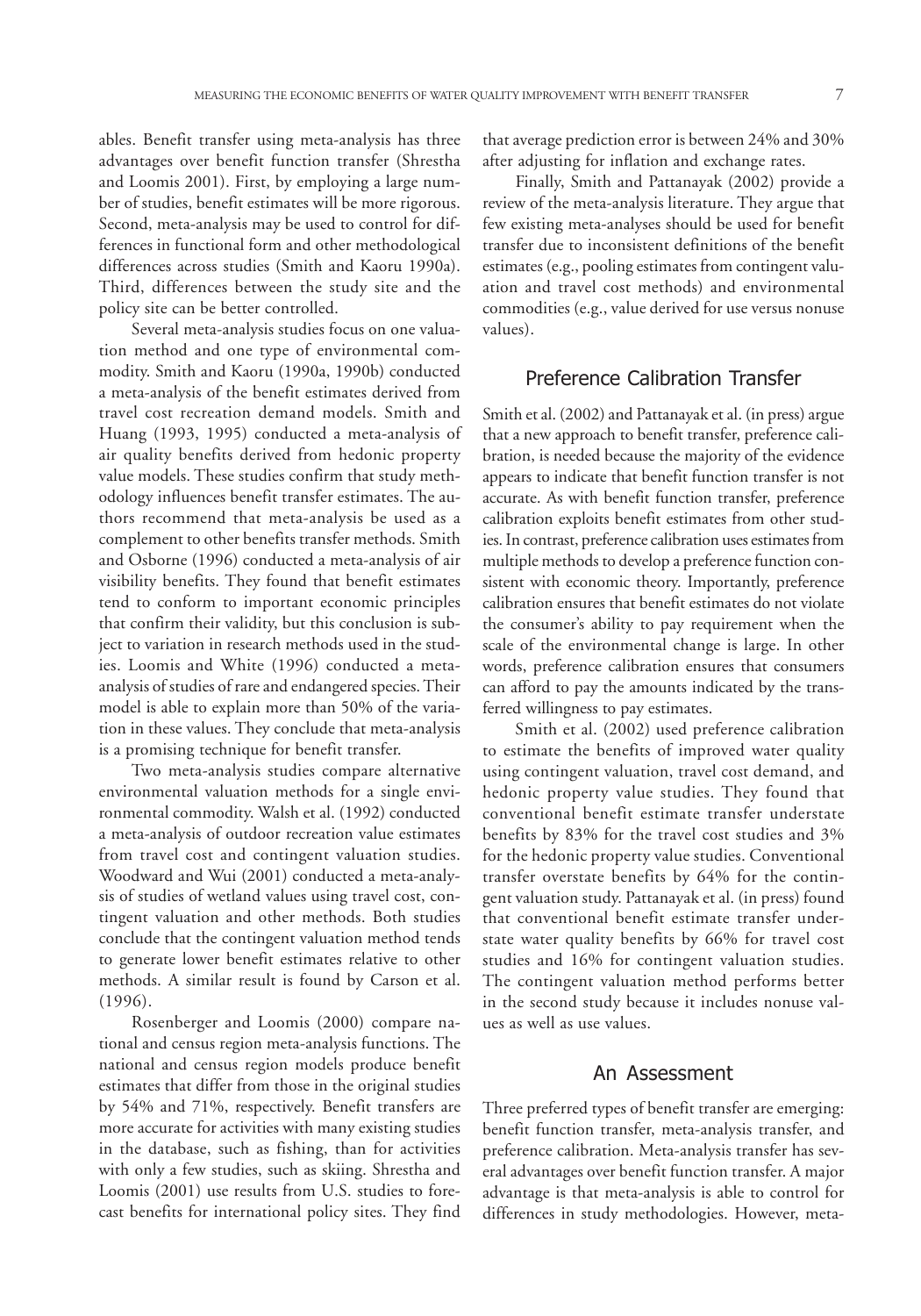ables. Benefit transfer using meta-analysis has three advantages over benefit function transfer (Shrestha and Loomis 2001). First, by employing a large number of studies, benefit estimates will be more rigorous. Second, meta-analysis may be used to control for differences in functional form and other methodological differences across studies (Smith and Kaoru 1990a). Third, differences between the study site and the policy site can be better controlled.

Several meta-analysis studies focus on one valuation method and one type of environmental commodity. Smith and Kaoru (1990a, 1990b) conducted a meta-analysis of the benefit estimates derived from travel cost recreation demand models. Smith and Huang (1993, 1995) conducted a meta-analysis of air quality benefits derived from hedonic property value models. These studies confirm that study methodology influences benefit transfer estimates. The authors recommend that meta-analysis be used as a complement to other benefits transfer methods. Smith and Osborne (1996) conducted a meta-analysis of air visibility benefits. They found that benefit estimates tend to conform to important economic principles that confirm their validity, but this conclusion is subject to variation in research methods used in the studies. Loomis and White (1996) conducted a meta-analysis of studies of rare and endangered species. Their model is able to explain more than 50% of the variation in these values. They conclude that meta-analysis is a promising technique for benefit transfer.

Two meta-analysis studies compare alternative environmental valuation methods for a single environmental commodity. Walsh et al. (1992) conducted a meta-analysis of outdoor recreation value estimates from travel cost and contingent valuation studies. Woodward and Wui (2001) conducted a meta-analysis of studies of wetland values using travel cost, contingent valuation and other methods. Both studies conclude that the contingent valuation method tends to generate lower benefit estimates relative to other methods. A similar result is found by Carson et al. (1996).

Rosenberger and Loomis (2000) compare national and census region meta-analysis functions. The national and census region models produce benefit estimates that differ from those in the original studies by 54% and 71%, respectively. Benefit transfers are more accurate for activities with many existing studies in the database, such as fishing, than for activities with only a few studies, such as skiing. Shrestha and Loomis (2001) use results from U.S. studies to forecast benefits for international policy sites. They find that average prediction error is between 24% and 30% after adjusting for inflation and exchange rates.

Finally, Smith and Pattanayak (2002) provide a review of the meta-analysis literature. They argue that few existing meta-analyses should be used for benefit transfer due to inconsistent definitions of the benefit estimates (e.g., pooling estimates from contingent valuation and travel cost methods) and environmental commodities (e.g., value derived for use versus nonuse values).

## Preference Calibration Transfer

Smith et al. (2002) and Pattanayak et al. (in press) argue that a new approach to benefit transfer, preference calibration, is needed because the majority of the evidence appears to indicate that benefit function transfer is not accurate. As with benefit function transfer, preference calibration exploits benefit estimates from other studies. In contrast, preference calibration uses estimates from multiple methods to develop a preference function consistent with economic theory. Importantly, preference calibration ensures that benefit estimates do not violate the consumer's ability to pay requirement when the scale of the environmental change is large. In other words, preference calibration ensures that consumers can afford to pay the amounts indicated by the transferred willingness to pay estimates.

Smith et al. (2002) used preference calibration to estimate the benefits of improved water quality using contingent valuation, travel cost demand, and hedonic property value studies. They found that conventional benefit estimate transfer understate benefits by 83% for the travel cost studies and 3% for the hedonic property value studies. Conventional transfer overstate benefits by 64% for the contingent valuation study. Pattanayak et al. (in press) found that conventional benefit estimate transfer understate water quality benefits by 66% for travel cost studies and 16% for contingent valuation studies. The contingent valuation method performs better in the second study because it includes nonuse values as well as use values.

## An Assessment

Three preferred types of benefit transfer are emerging: benefit function transfer, meta-analysis transfer, and preference calibration. Meta-analysis transfer has several advantages over benefit function transfer. A major advantage is that meta-analysis is able to control for differences in study methodologies. However, meta-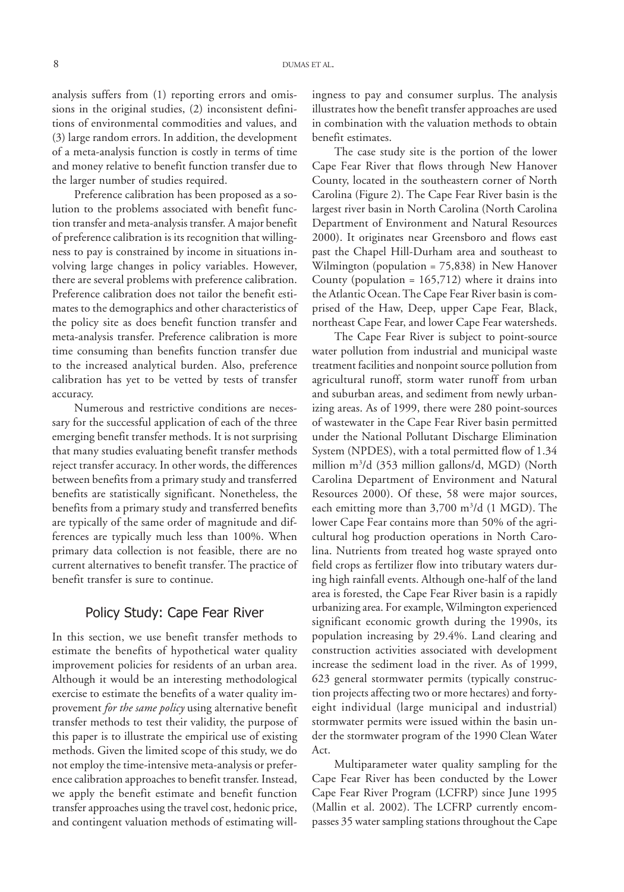analysis suffers from (1) reporting errors and omissions in the original studies, (2) inconsistent definitions of environmental commodities and values, and (3) large random errors. In addition, the development of a meta-analysis function is costly in terms of time and money relative to benefit function transfer due to the larger number of studies required.

Preference calibration has been proposed as a solution to the problems associated with benefit function transfer and meta-analysis transfer. A major benefit of preference calibration is its recognition that willingness to pay is constrained by income in situations involving large changes in policy variables. However, there are several problems with preference calibration. Preference calibration does not tailor the benefit estimates to the demographics and other characteristics of the policy site as does benefit function transfer and meta-analysis transfer. Preference calibration is more time consuming than benefits function transfer due to the increased analytical burden. Also, preference calibration has yet to be vetted by tests of transfer accuracy.

Numerous and restrictive conditions are necessary for the successful application of each of the three emerging benefit transfer methods. It is not surprising that many studies evaluating benefit transfer methods reject transfer accuracy. In other words, the differences between benefits from a primary study and transferred benefits are statistically significant. Nonetheless, the benefits from a primary study and transferred benefits are typically of the same order of magnitude and differences are typically much less than 100%. When primary data collection is not feasible, there are no current alternatives to benefit transfer. The practice of benefit transfer is sure to continue.

## Policy Study: Cape Fear River

In this section, we use benefit transfer methods to estimate the benefits of hypothetical water quality improvement policies for residents of an urban area. Although it would be an interesting methodological exercise to estimate the benefits of a water quality improvement *for the same policy* using alternative benefit transfer methods to test their validity, the purpose of this paper is to illustrate the empirical use of existing methods. Given the limited scope of this study, we do not employ the time-intensive meta-analysis or preference calibration approaches to benefit transfer. Instead, we apply the benefit estimate and benefit function transfer approaches using the travel cost, hedonic price, and contingent valuation methods of estimating willingness to pay and consumer surplus. The analysis illustrates how the benefit transfer approaches are used in combination with the valuation methods to obtain benefit estimates.

The case study site is the portion of the lower Cape Fear River that flows through New Hanover County, located in the southeastern corner of North Carolina (Figure 2). The Cape Fear River basin is the largest river basin in North Carolina (North Carolina Department of Environment and Natural Resources 2000). It originates near Greensboro and flows east past the Chapel Hill-Durham area and southeast to Wilmington (population = 75,838) in New Hanover County (population = 165,712) where it drains into the Atlantic Ocean. The Cape Fear River basin is comprised of the Haw, Deep, upper Cape Fear, Black, northeast Cape Fear, and lower Cape Fear watersheds.

The Cape Fear River is subject to point-source water pollution from industrial and municipal waste treatment facilities and nonpoint source pollution from agricultural runoff, storm water runoff from urban and suburban areas, and sediment from newly urbanizing areas. As of 1999, there were 280 point-sources of wastewater in the Cape Fear River basin permitted under the National Pollutant Discharge Elimination System (NPDES), with a total permitted flow of 1.34 million m$^3$/d (353 million gallons/d, MGD) (North Carolina Department of Environment and Natural Resources 2000). Of these, 58 were major sources, each emitting more than 3,700 m$^3$/d (1 MGD). The lower Cape Fear contains more than 50% of the agricultural hog production operations in North Carolina. Nutrients from treated hog waste sprayed onto field crops as fertilizer flow into tributary waters during high rainfall events. Although one-half of the land area is forested, the Cape Fear River basin is a rapidly urbanizing area. For example, Wilmington experienced significant economic growth during the 1990s, its population increasing by 29.4%. Land clearing and construction activities associated with development increase the sediment load in the river. As of 1999, 623 general stormwater permits (typically construction projects affecting two or more hectares) and forty-eight individual (large municipal and industrial) stormwater permits were issued within the basin under the stormwater program of the 1990 Clean Water Act.

Multiparameter water quality sampling for the Cape Fear River has been conducted by the Lower Cape Fear River Program (LCFRP) since June 1995 (Mallin et al. 2002). The LCFRP currently encompasses 35 water sampling stations throughout the Cape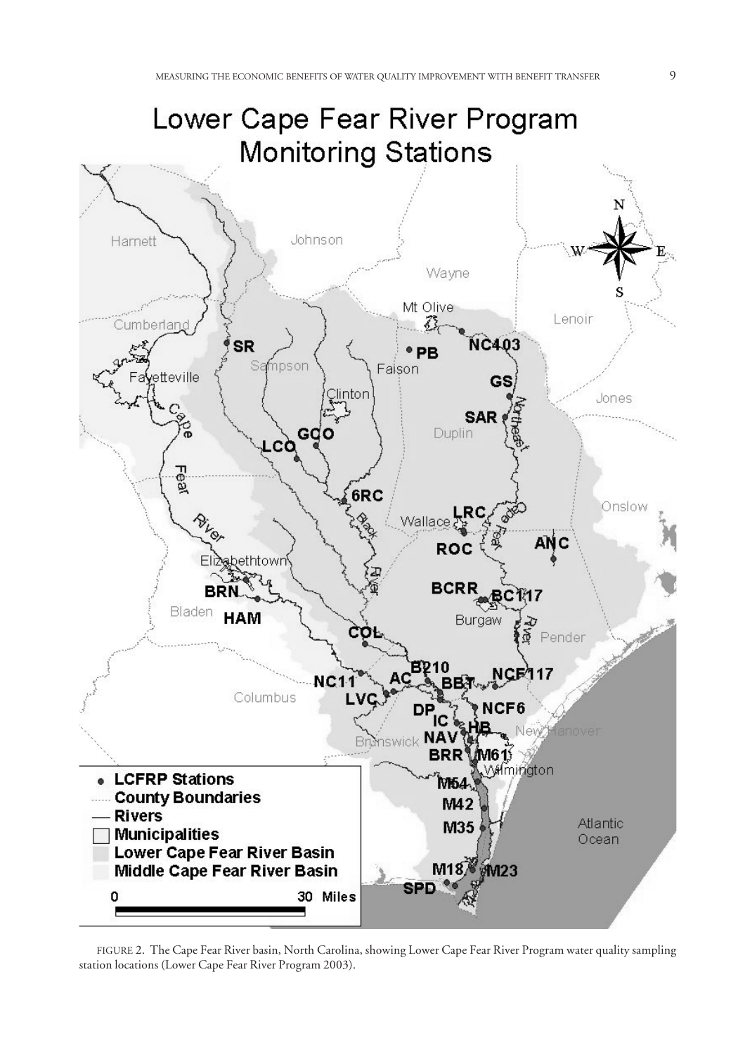FIGURE 2. The Cape Fear River basin, North Carolina, showing Lower Cape Fear River Program water quality sampling station locations (Lower Cape Fear River Program 2003).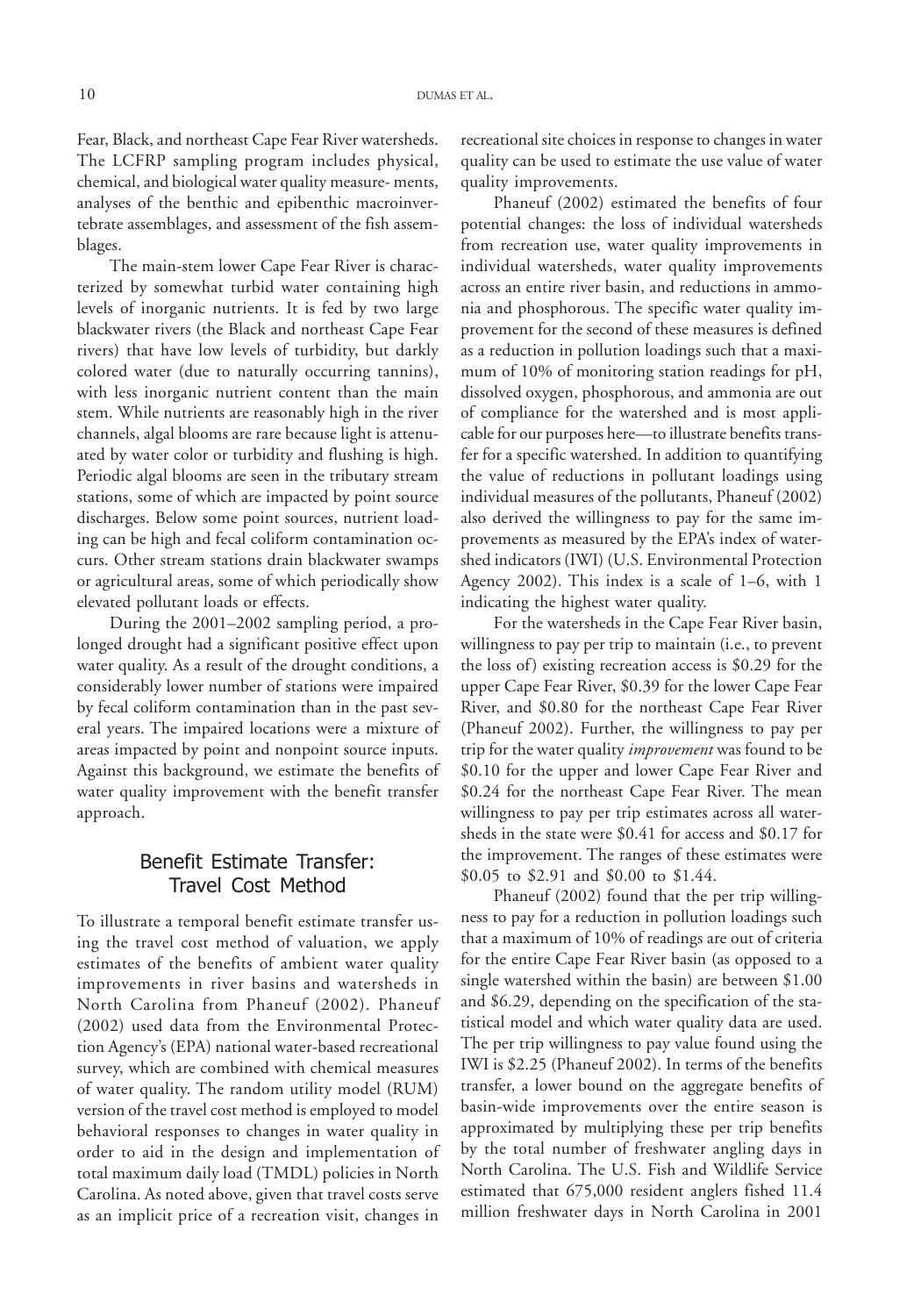Fear, Black, and northeast Cape Fear River watersheds. The LCFRP sampling program includes physical, chemical, and biological water quality measure- ments, analyses of the benthic and epibenthic macroinvertebrate assemblages, and assessment of the fish assemblages.

The main-stem lower Cape Fear River is characterized by somewhat turbid water containing high levels of inorganic nutrients. It is fed by two large blackwater rivers (the Black and northeast Cape Fear rivers) that have low levels of turbidity, but darkly colored water (due to naturally occurring tannins), with less inorganic nutrient content than the main stem. While nutrients are reasonably high in the river channels, algal blooms are rare because light is attenuated by water color or turbidity and flushing is high. Periodic algal blooms are seen in the tributary stream stations, some of which are impacted by point source discharges. Below some point sources, nutrient loading can be high and fecal coliform contamination occurs. Other stream stations drain blackwater swamps or agricultural areas, some of which periodically show elevated pollutant loads or effects.

During the 2001–2002 sampling period, a prolonged drought had a significant positive effect upon water quality. As a result of the drought conditions, a considerably lower number of stations were impaired by fecal coliform contamination than in the past several years. The impaired locations were a mixture of areas impacted by point and nonpoint source inputs. Against this background, we estimate the benefits of water quality improvement with the benefit transfer approach.

## Benefit Estimate Transfer: Travel Cost Method

To illustrate a temporal benefit estimate transfer using the travel cost method of valuation, we apply estimates of the benefits of ambient water quality improvements in river basins and watersheds in North Carolina from Phaneuf (2002). Phaneuf (2002) used data from the Environmental Protection Agency's (EPA) national water-based recreational survey, which are combined with chemical measures of water quality. The random utility model (RUM) version of the travel cost method is employed to model behavioral responses to changes in water quality in order to aid in the design and implementation of total maximum daily load (TMDL) policies in North Carolina. As noted above, given that travel costs serve as an implicit price of a recreation visit, changes in recreational site choices in response to changes in water quality can be used to estimate the use value of water quality improvements.

Phaneuf (2002) estimated the benefits of four potential changes: the loss of individual watersheds from recreation use, water quality improvements in individual watersheds, water quality improvements across an entire river basin, and reductions in ammonia and phosphorous. The specific water quality improvement for the second of these measures is defined as a reduction in pollution loadings such that a maximum of 10% of monitoring station readings for pH, dissolved oxygen, phosphorous, and ammonia are out of compliance for the watershed and is most applicable for our purposes here—to illustrate benefits transfer for a specific watershed. In addition to quantifying the value of reductions in pollutant loadings using individual measures of the pollutants, Phaneuf (2002) also derived the willingness to pay for the same improvements as measured by the EPA's index of watershed indicators (IWI) (U.S. Environmental Protection Agency 2002). This index is a scale of 1–6, with 1 indicating the highest water quality.

For the watersheds in the Cape Fear River basin, willingness to pay per trip to maintain (i.e., to prevent the loss of) existing recreation access is $0.29 for the upper Cape Fear River, $0.39 for the lower Cape Fear River, and $0.80 for the northeast Cape Fear River (Phaneuf 2002). Further, the willingness to pay per trip for the water quality *improvement* was found to be $0.10 for the upper and lower Cape Fear River and $0.24 for the northeast Cape Fear River. The mean willingness to pay per trip estimates across all watersheds in the state were $0.41 for access and $0.17 for the improvement. The ranges of these estimates were $0.05 to $2.91 and $0.00 to $1.44.

Phaneuf (2002) found that the per trip willingness to pay for a reduction in pollution loadings such that a maximum of 10% of readings are out of criteria for the entire Cape Fear River basin (as opposed to a single watershed within the basin) are between $1.00 and $6.29, depending on the specification of the statistical model and which water quality data are used. The per trip willingness to pay value found using the IWI is $2.25 (Phaneuf 2002). In terms of the benefits transfer, a lower bound on the aggregate benefits of basin-wide improvements over the entire season is approximated by multiplying these per trip benefits by the total number of freshwater angling days in North Carolina. The U.S. Fish and Wildlife Service estimated that 675,000 resident anglers fished 11.4 million freshwater days in North Carolina in 2001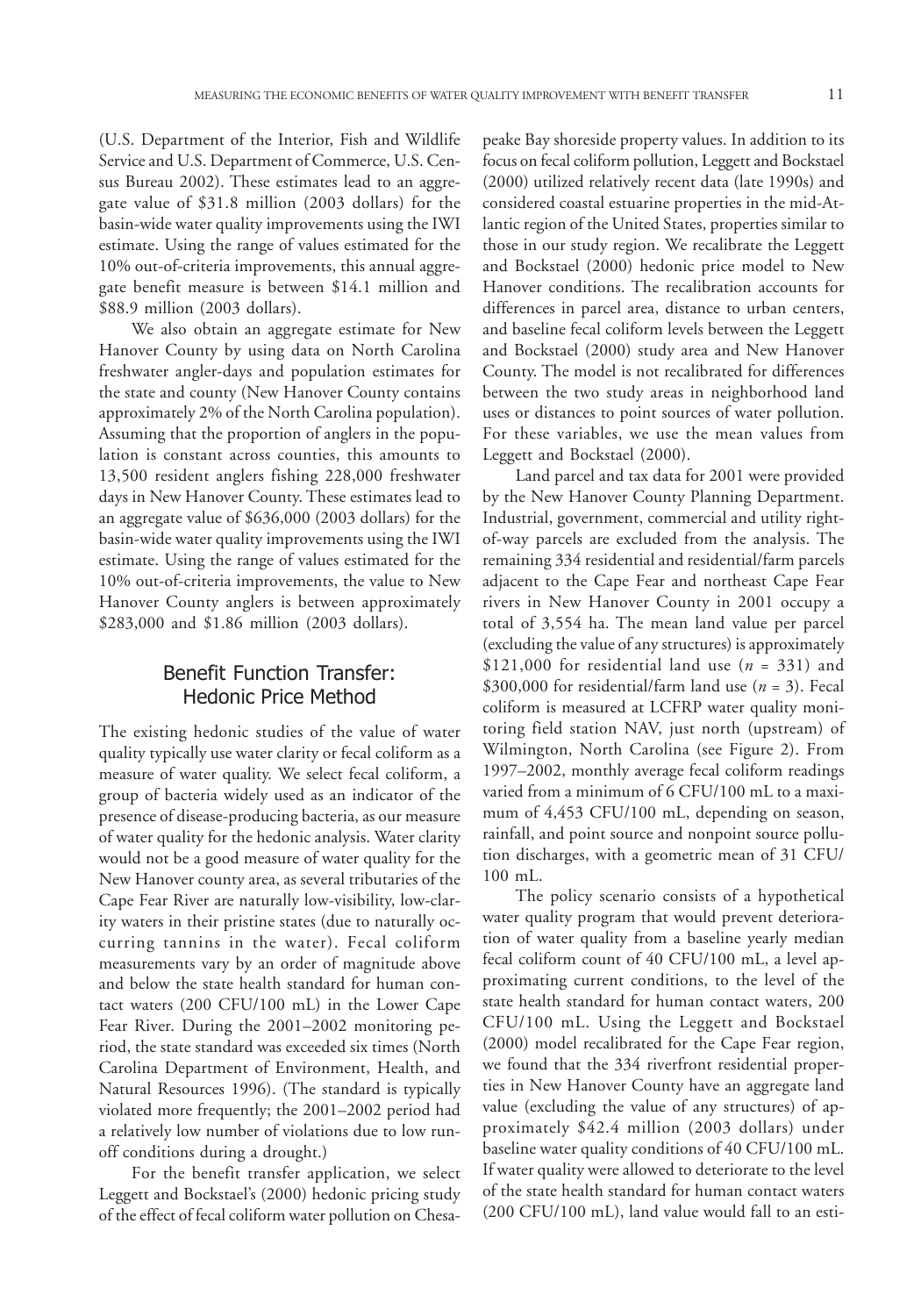(U.S. Department of the Interior, Fish and Wildlife Service and U.S. Department of Commerce, U.S. Census Bureau 2002). These estimates lead to an aggregate value of $31.8 million (2003 dollars) for the basin-wide water quality improvements using the IWI estimate. Using the range of values estimated for the 10% out-of-criteria improvements, this annual aggregate benefit measure is between $14.1 million and $88.9 million (2003 dollars).

We also obtain an aggregate estimate for New Hanover County by using data on North Carolina freshwater angler-days and population estimates for the state and county (New Hanover County contains approximately 2% of the North Carolina population). Assuming that the proportion of anglers in the population is constant across counties, this amounts to 13,500 resident anglers fishing 228,000 freshwater days in New Hanover County. These estimates lead to an aggregate value of $636,000 (2003 dollars) for the basin-wide water quality improvements using the IWI estimate. Using the range of values estimated for the 10% out-of-criteria improvements, the value to New Hanover County anglers is between approximately $283,000 and $1.86 million (2003 dollars).

## Benefit Function Transfer: Hedonic Price Method

The existing hedonic studies of the value of water quality typically use water clarity or fecal coliform as a measure of water quality. We select fecal coliform, a group of bacteria widely used as an indicator of the presence of disease-producing bacteria, as our measure of water quality for the hedonic analysis. Water clarity would not be a good measure of water quality for the New Hanover county area, as several tributaries of the Cape Fear River are naturally low-visibility, low-clarity waters in their pristine states (due to naturally occurring tannins in the water). Fecal coliform measurements vary by an order of magnitude above and below the state health standard for human contact waters (200 CFU/100 mL) in the Lower Cape Fear River. During the 2001–2002 monitoring period, the state standard was exceeded six times (North Carolina Department of Environment, Health, and Natural Resources 1996). (The standard is typically violated more frequently; the 2001–2002 period had a relatively low number of violations due to low runoff conditions during a drought.)

For the benefit transfer application, we select Leggett and Bockstael's (2000) hedonic pricing study of the effect of fecal coliform water pollution on Chesapeake Bay shoreside property values. In addition to its focus on fecal coliform pollution, Leggett and Bockstael (2000) utilized relatively recent data (late 1990s) and considered coastal estuarine properties in the mid-Atlantic region of the United States, properties similar to those in our study region. We recalibrate the Leggett and Bockstael (2000) hedonic price model to New Hanover conditions. The recalibration accounts for differences in parcel area, distance to urban centers, and baseline fecal coliform levels between the Leggett and Bockstael (2000) study area and New Hanover County. The model is not recalibrated for differences between the two study areas in neighborhood land uses or distances to point sources of water pollution. For these variables, we use the mean values from Leggett and Bockstael (2000).

Land parcel and tax data for 2001 were provided by the New Hanover County Planning Department. Industrial, government, commercial and utility right-of-way parcels are excluded from the analysis. The remaining 334 residential and residential/farm parcels adjacent to the Cape Fear and northeast Cape Fear rivers in New Hanover County in 2001 occupy a total of 3,554 ha. The mean land value per parcel (excluding the value of any structures) is approximately $121,000 for residential land use ($n$ = 331) and $300,000 for residential/farm land use ($n$ = 3). Fecal coliform is measured at LCFRP water quality monitoring field station NAV, just north (upstream) of Wilmington, North Carolina (see Figure 2). From 1997–2002, monthly average fecal coliform readings varied from a minimum of 6 CFU/100 mL to a maximum of 4,453 CFU/100 mL, depending on season, rainfall, and point source and nonpoint source pollution discharges, with a geometric mean of 31 CFU/100 mL.

The policy scenario consists of a hypothetical water quality program that would prevent deterioration of water quality from a baseline yearly median fecal coliform count of 40 CFU/100 mL, a level approximating current conditions, to the level of the state health standard for human contact waters, 200 CFU/100 mL. Using the Leggett and Bockstael (2000) model recalibrated for the Cape Fear region, we found that the 334 riverfront residential properties in New Hanover County have an aggregate land value (excluding the value of any structures) of approximately $42.4 million (2003 dollars) under baseline water quality conditions of 40 CFU/100 mL. If water quality were allowed to deteriorate to the level of the state health standard for human contact waters (200 CFU/100 mL), land value would fall to an esti-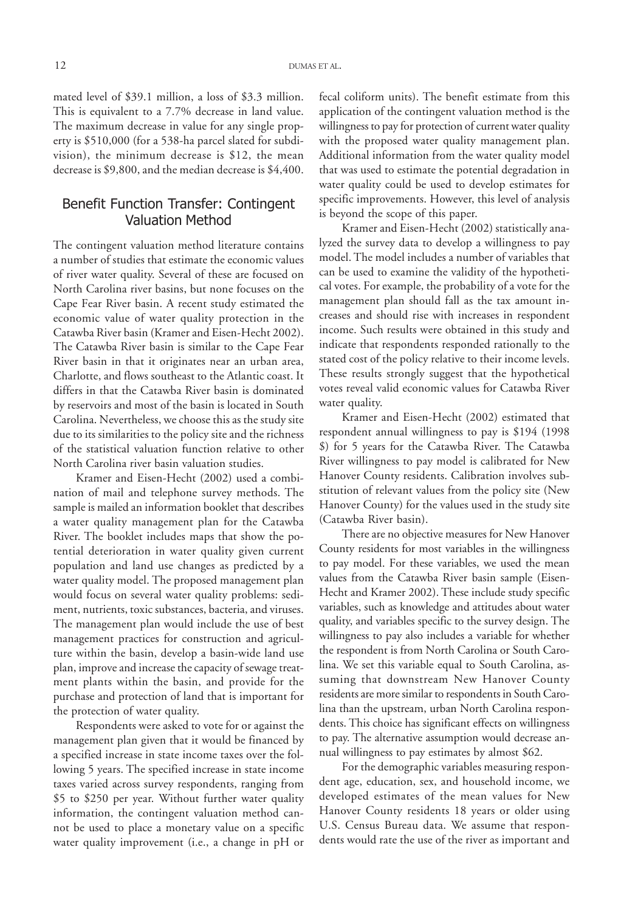mated level of $39.1 million, a loss of $3.3 million. This is equivalent to a 7.7% decrease in land value. The maximum decrease in value for any single property is $510,000 (for a 538-ha parcel slated for subdivision), the minimum decrease is $12, the mean decrease is $9,800, and the median decrease is $4,400.

## Benefit Function Transfer: Contingent Valuation Method

The contingent valuation method literature contains a number of studies that estimate the economic values of river water quality. Several of these are focused on North Carolina river basins, but none focuses on the Cape Fear River basin. A recent study estimated the economic value of water quality protection in the Catawba River basin (Kramer and Eisen-Hecht 2002). The Catawba River basin is similar to the Cape Fear River basin in that it originates near an urban area, Charlotte, and flows southeast to the Atlantic coast. It differs in that the Catawba River basin is dominated by reservoirs and most of the basin is located in South Carolina. Nevertheless, we choose this as the study site due to its similarities to the policy site and the richness of the statistical valuation function relative to other North Carolina river basin valuation studies.

Kramer and Eisen-Hecht (2002) used a combination of mail and telephone survey methods. The sample is mailed an information booklet that describes a water quality management plan for the Catawba River. The booklet includes maps that show the potential deterioration in water quality given current population and land use changes as predicted by a water quality model. The proposed management plan would focus on several water quality problems: sediment, nutrients, toxic substances, bacteria, and viruses. The management plan would include the use of best management practices for construction and agriculture within the basin, develop a basin-wide land use plan, improve and increase the capacity of sewage treatment plants within the basin, and provide for the purchase and protection of land that is important for the protection of water quality.

Respondents were asked to vote for or against the management plan given that it would be financed by a specified increase in state income taxes over the following 5 years. The specified increase in state income taxes varied across survey respondents, ranging from $5 to $250 per year. Without further water quality information, the contingent valuation method cannot be used to place a monetary value on a specific water quality improvement (i.e., a change in pH or fecal coliform units). The benefit estimate from this application of the contingent valuation method is the willingness to pay for protection of current water quality with the proposed water quality management plan. Additional information from the water quality model that was used to estimate the potential degradation in water quality could be used to develop estimates for specific improvements. However, this level of analysis is beyond the scope of this paper.

Kramer and Eisen-Hecht (2002) statistically analyzed the survey data to develop a willingness to pay model. The model includes a number of variables that can be used to examine the validity of the hypothetical votes. For example, the probability of a vote for the management plan should fall as the tax amount increases and should rise with increases in respondent income. Such results were obtained in this study and indicate that respondents responded rationally to the stated cost of the policy relative to their income levels. These results strongly suggest that the hypothetical votes reveal valid economic values for Catawba River water quality.

Kramer and Eisen-Hecht (2002) estimated that respondent annual willingness to pay is $194 (1998 $) for 5 years for the Catawba River. The Catawba River willingness to pay model is calibrated for New Hanover County residents. Calibration involves substitution of relevant values from the policy site (New Hanover County) for the values used in the study site (Catawba River basin).

There are no objective measures for New Hanover County residents for most variables in the willingness to pay model. For these variables, we used the mean values from the Catawba River basin sample (Eisen-Hecht and Kramer 2002). These include study specific variables, such as knowledge and attitudes about water quality, and variables specific to the survey design. The willingness to pay also includes a variable for whether the respondent is from North Carolina or South Carolina. We set this variable equal to South Carolina, assuming that downstream New Hanover County residents are more similar to respondents in South Carolina than the upstream, urban North Carolina respondents. This choice has significant effects on willingness to pay. The alternative assumption would decrease annual willingness to pay estimates by almost $62.

For the demographic variables measuring respondent age, education, sex, and household income, we developed estimates of the mean values for New Hanover County residents 18 years or older using U.S. Census Bureau data. We assume that respondents would rate the use of the river as important and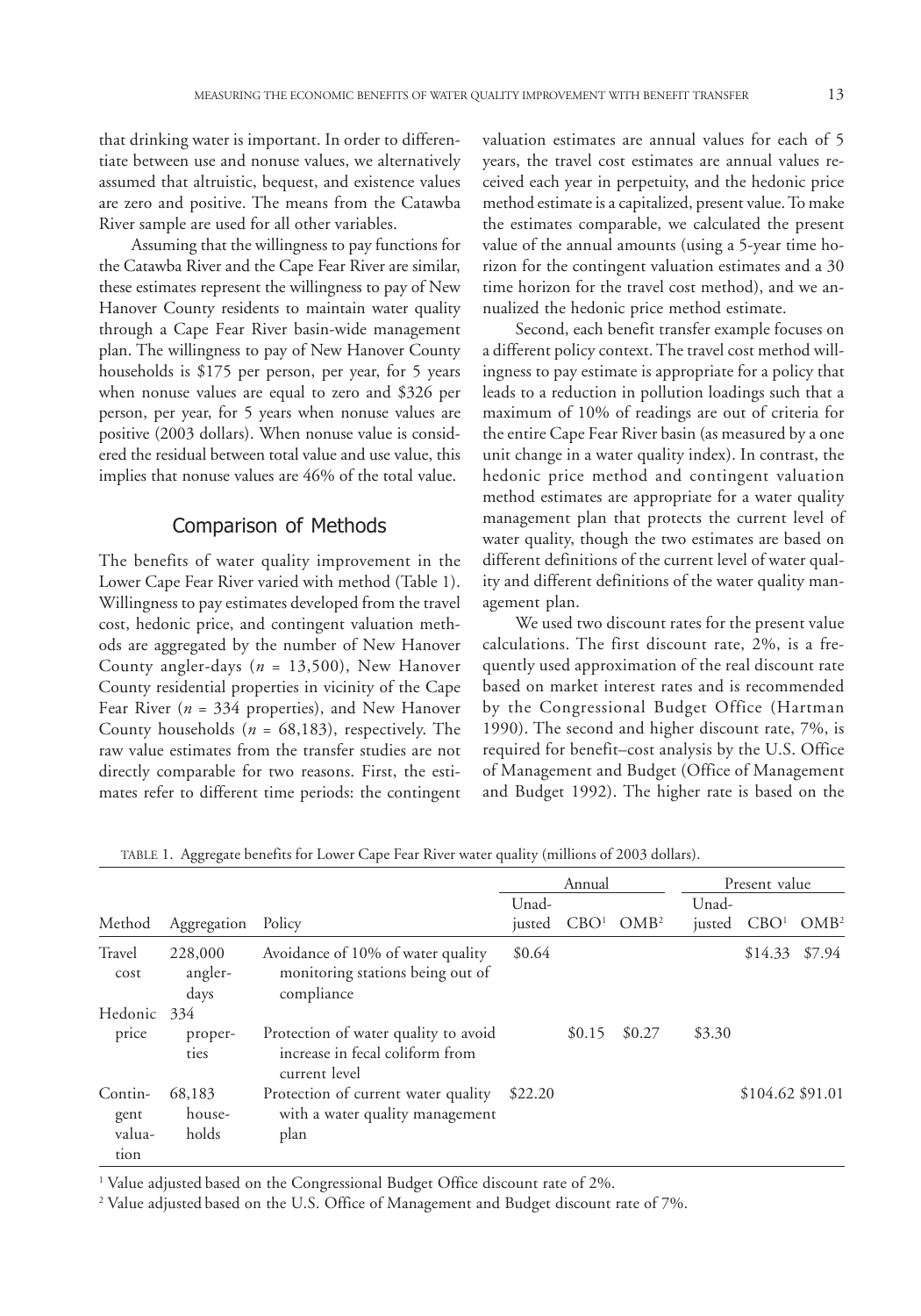that drinking water is important. In order to differentiate between use and nonuse values, we alternatively assumed that altruistic, bequest, and existence values are zero and positive. The means from the Catawba River sample are used for all other variables.

Assuming that the willingness to pay functions for the Catawba River and the Cape Fear River are similar, these estimates represent the willingness to pay of New Hanover County residents to maintain water quality through a Cape Fear River basin-wide management plan. The willingness to pay of New Hanover County households is $175 per person, per year, for 5 years when nonuse values are equal to zero and $326 per person, per year, for 5 years when nonuse values are positive (2003 dollars). When nonuse value is considered the residual between total value and use value, this implies that nonuse values are 46% of the total value.

## Comparison of Methods

The benefits of water quality improvement in the Lower Cape Fear River varied with method (Table 1). Willingness to pay estimates developed from the travel cost, hedonic price, and contingent valuation methods are aggregated by the number of New Hanover County angler-days ($n$ = 13,500), New Hanover County residential properties in vicinity of the Cape Fear River ($n$ = 334 properties), and New Hanover County households ($n$ = 68,183), respectively. The raw value estimates from the transfer studies are not directly comparable for two reasons. First, the estimates refer to different time periods: the contingent valuation estimates are annual values for each of 5 years, the travel cost estimates are annual values received each year in perpetuity, and the hedonic price method estimate is a capitalized, present value. To make the estimates comparable, we calculated the present value of the annual amounts (using a 5-year time horizon for the contingent valuation estimates and a 30 time horizon for the travel cost method), and we annualized the hedonic price method estimate.

Second, each benefit transfer example focuses on a different policy context. The travel cost method willingness to pay estimate is appropriate for a policy that leads to a reduction in pollution loadings such that a maximum of 10% of readings are out of criteria for the entire Cape Fear River basin (as measured by a one unit change in a water quality index). In contrast, the hedonic price method and contingent valuation method estimates are appropriate for a water quality management plan that protects the current level of water quality, though the two estimates are based on different definitions of the current level of water quality and different definitions of the water quality management plan.

We used two discount rates for the present value calculations. The first discount rate, 2%, is a frequently used approximation of the real discount rate based on market interest rates and is recommended by the Congressional Budget Office (Hartman 1990). The second and higher discount rate, 7%, is required for benefit–cost analysis by the U.S. Office of Management and Budget (Office of Management and Budget 1992). The higher rate is based on the

TABLE 1. Aggregate benefits for Lower Cape Fear River water quality (millions of 2003 dollars).

| Method | Aggregation | Policy | Annual | | | Present value | | |
|---|---|---|---|---|---|---|---|---|
| | | | Unadjusted | CBO[1] | OMB[2] | Unadjusted | CBO[1] | OMB[2] |
| Travel cost | 228,000 angler-days | Avoidance of 10% of water quality monitoring stations being out of compliance | $0.64 | | | | $14.33 | $7.94 |
| Hedonic price | 334 properties | Protection of water quality to avoid increase in fecal coliform from current level | | $0.15 | $0.27 | $3.30 | | |
| Contingent valuation | 68,183 households | Protection of current water quality with a water quality management plan | $22.20 | | | | $104.62 | $91.01 |

[1] Value adjusted based on the Congressional Budget Office discount rate of 2%.

[2] Value adjusted based on the U.S. Office of Management and Budget discount rate of 7%.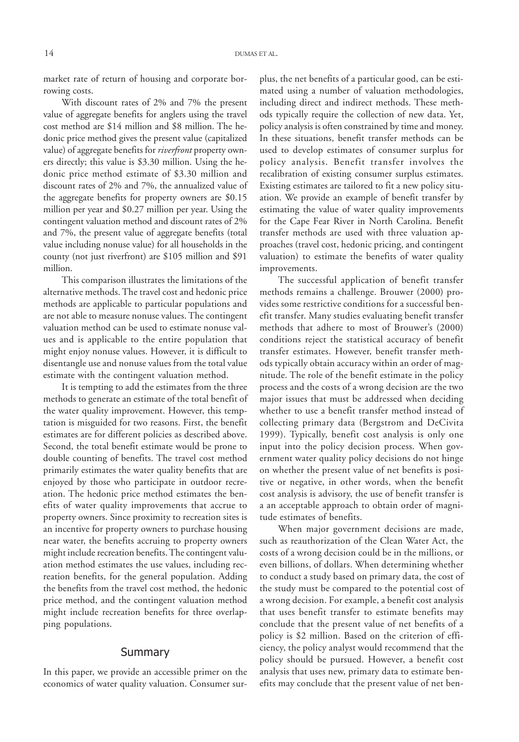market rate of return of housing and corporate borrowing costs.

With discount rates of 2% and 7% the present value of aggregate benefits for anglers using the travel cost method are \$14 million and \$8 million. The hedonic price method gives the present value (capitalized value) of aggregate benefits for *riverfront* property owners directly; this value is \$3.30 million. Using the hedonic price method estimate of \$3.30 million and discount rates of 2% and 7%, the annualized value of the aggregate benefits for property owners are \$0.15 million per year and \$0.27 million per year. Using the contingent valuation method and discount rates of 2% and 7%, the present value of aggregate benefits (total value including nonuse value) for all households in the county (not just riverfront) are \$105 million and \$91 million.

This comparison illustrates the limitations of the alternative methods. The travel cost and hedonic price methods are applicable to particular populations and are not able to measure nonuse values. The contingent valuation method can be used to estimate nonuse values and is applicable to the entire population that might enjoy nonuse values. However, it is difficult to disentangle use and nonuse values from the total value estimate with the contingent valuation method.

It is tempting to add the estimates from the three methods to generate an estimate of the total benefit of the water quality improvement. However, this temptation is misguided for two reasons. First, the benefit estimates are for different policies as described above. Second, the total benefit estimate would be prone to double counting of benefits. The travel cost method primarily estimates the water quality benefits that are enjoyed by those who participate in outdoor recreation. The hedonic price method estimates the benefits of water quality improvements that accrue to property owners. Since proximity to recreation sites is an incentive for property owners to purchase housing near water, the benefits accruing to property owners might include recreation benefits. The contingent valuation method estimates the use values, including recreation benefits, for the general population. Adding the benefits from the travel cost method, the hedonic price method, and the contingent valuation method might include recreation benefits for three overlapping populations.

## Summary

In this paper, we provide an accessible primer on the economics of water quality valuation. Consumer surplus, the net benefits of a particular good, can be estimated using a number of valuation methodologies, including direct and indirect methods. These methods typically require the collection of new data. Yet, policy analysis is often constrained by time and money. In these situations, benefit transfer methods can be used to develop estimates of consumer surplus for policy analysis. Benefit transfer involves the recalibration of existing consumer surplus estimates. Existing estimates are tailored to fit a new policy situation. We provide an example of benefit transfer by estimating the value of water quality improvements for the Cape Fear River in North Carolina. Benefit transfer methods are used with three valuation approaches (travel cost, hedonic pricing, and contingent valuation) to estimate the benefits of water quality improvements.

The successful application of benefit transfer methods remains a challenge. Brouwer (2000) provides some restrictive conditions for a successful benefit transfer. Many studies evaluating benefit transfer methods that adhere to most of Brouwer's (2000) conditions reject the statistical accuracy of benefit transfer estimates. However, benefit transfer methods typically obtain accuracy within an order of magnitude. The role of the benefit estimate in the policy process and the costs of a wrong decision are the two major issues that must be addressed when deciding whether to use a benefit transfer method instead of collecting primary data (Bergstrom and DeCivita 1999). Typically, benefit cost analysis is only one input into the policy decision process. When government water quality policy decisions do not hinge on whether the present value of net benefits is positive or negative, in other words, when the benefit cost analysis is advisory, the use of benefit transfer is a an acceptable approach to obtain order of magnitude estimates of benefits.

When major government decisions are made, such as reauthorization of the Clean Water Act, the costs of a wrong decision could be in the millions, or even billions, of dollars. When determining whether to conduct a study based on primary data, the cost of the study must be compared to the potential cost of a wrong decision. For example, a benefit cost analysis that uses benefit transfer to estimate benefits may conclude that the present value of net benefits of a policy is \$2 million. Based on the criterion of efficiency, the policy analyst would recommend that the policy should be pursued. However, a benefit cost analysis that uses new, primary data to estimate benefits may conclude that the present value of net ben-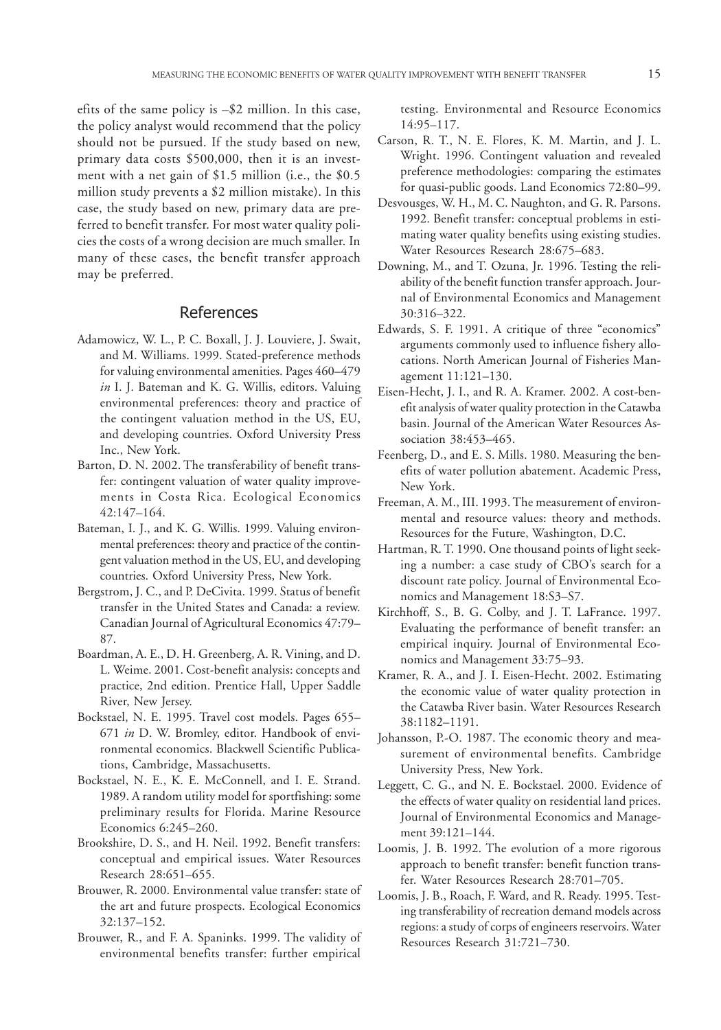efits of the same policy is –$2 million. In this case, the policy analyst would recommend that the policy should not be pursued. If the study based on new, primary data costs $500,000, then it is an investment with a net gain of $1.5 million (i.e., the $0.5 million study prevents a $2 million mistake). In this case, the study based on new, primary data are preferred to benefit transfer. For most water quality policies the costs of a wrong decision are much smaller. In many of these cases, the benefit transfer approach may be preferred.

## References

Adamowicz, W. L., P. C. Boxall, J. J. Louviere, J. Swait, and M. Williams. 1999. Stated-preference methods for valuing environmental amenities. Pages 460–479 *in* I. J. Bateman and K. G. Willis, editors. Valuing environmental preferences: theory and practice of the contingent valuation method in the US, EU, and developing countries. Oxford University Press Inc., New York.

Barton, D. N. 2002. The transferability of benefit transfer: contingent valuation of water quality improvements in Costa Rica. Ecological Economics 42:147–164.

Bateman, I. J., and K. G. Willis. 1999. Valuing environmental preferences: theory and practice of the contingent valuation method in the US, EU, and developing countries. Oxford University Press, New York.

Bergstrom, J. C., and P. DeCivita. 1999. Status of benefit transfer in the United States and Canada: a review. Canadian Journal of Agricultural Economics 47:79–87.

Boardman, A. E., D. H. Greenberg, A. R. Vining, and D. L. Weime. 2001. Cost-benefit analysis: concepts and practice, 2nd edition. Prentice Hall, Upper Saddle River, New Jersey.

Bockstael, N. E. 1995. Travel cost models. Pages 655–671 *in* D. W. Bromley, editor. Handbook of environmental economics. Blackwell Scientific Publications, Cambridge, Massachusetts.

Bockstael, N. E., K. E. McConnell, and I. E. Strand. 1989. A random utility model for sportfishing: some preliminary results for Florida. Marine Resource Economics 6:245–260.

Brookshire, D. S., and H. Neil. 1992. Benefit transfers: conceptual and empirical issues. Water Resources Research 28:651–655.

Brouwer, R. 2000. Environmental value transfer: state of the art and future prospects. Ecological Economics 32:137–152.

Brouwer, R., and F. A. Spaninks. 1999. The validity of environmental benefits transfer: further empirical testing. Environmental and Resource Economics 14:95–117.

Carson, R. T., N. E. Flores, K. M. Martin, and J. L. Wright. 1996. Contingent valuation and revealed preference methodologies: comparing the estimates for quasi-public goods. Land Economics 72:80–99.

Desvousges, W. H., M. C. Naughton, and G. R. Parsons. 1992. Benefit transfer: conceptual problems in estimating water quality benefits using existing studies. Water Resources Research 28:675–683.

Downing, M., and T. Ozuna, Jr. 1996. Testing the reliability of the benefit function transfer approach. Journal of Environmental Economics and Management 30:316–322.

Edwards, S. F. 1991. A critique of three "economics" arguments commonly used to influence fishery allocations. North American Journal of Fisheries Management 11:121–130.

Eisen-Hecht, J. I., and R. A. Kramer. 2002. A cost-benefit analysis of water quality protection in the Catawba basin. Journal of the American Water Resources Association 38:453–465.

Feenberg, D., and E. S. Mills. 1980. Measuring the benefits of water pollution abatement. Academic Press, New York.

Freeman, A. M., III. 1993. The measurement of environmental and resource values: theory and methods. Resources for the Future, Washington, D.C.

Hartman, R. T. 1990. One thousand points of light seeking a number: a case study of CBO's search for a discount rate policy. Journal of Environmental Economics and Management 18:S3–S7.

Kirchhoff, S., B. G. Colby, and J. T. LaFrance. 1997. Evaluating the performance of benefit transfer: an empirical inquiry. Journal of Environmental Economics and Management 33:75–93.

Kramer, R. A., and J. I. Eisen-Hecht. 2002. Estimating the economic value of water quality protection in the Catawba River basin. Water Resources Research 38:1182–1191.

Johansson, P.-O. 1987. The economic theory and measurement of environmental benefits. Cambridge University Press, New York.

Leggett, C. G., and N. E. Bockstael. 2000. Evidence of the effects of water quality on residential land prices. Journal of Environmental Economics and Management 39:121–144.

Loomis, J. B. 1992. The evolution of a more rigorous approach to benefit transfer: benefit function transfer. Water Resources Research 28:701–705.

Loomis, J. B., Roach, F. Ward, and R. Ready. 1995. Testing transferability of recreation demand models across regions: a study of corps of engineers reservoirs. Water Resources Research 31:721–730.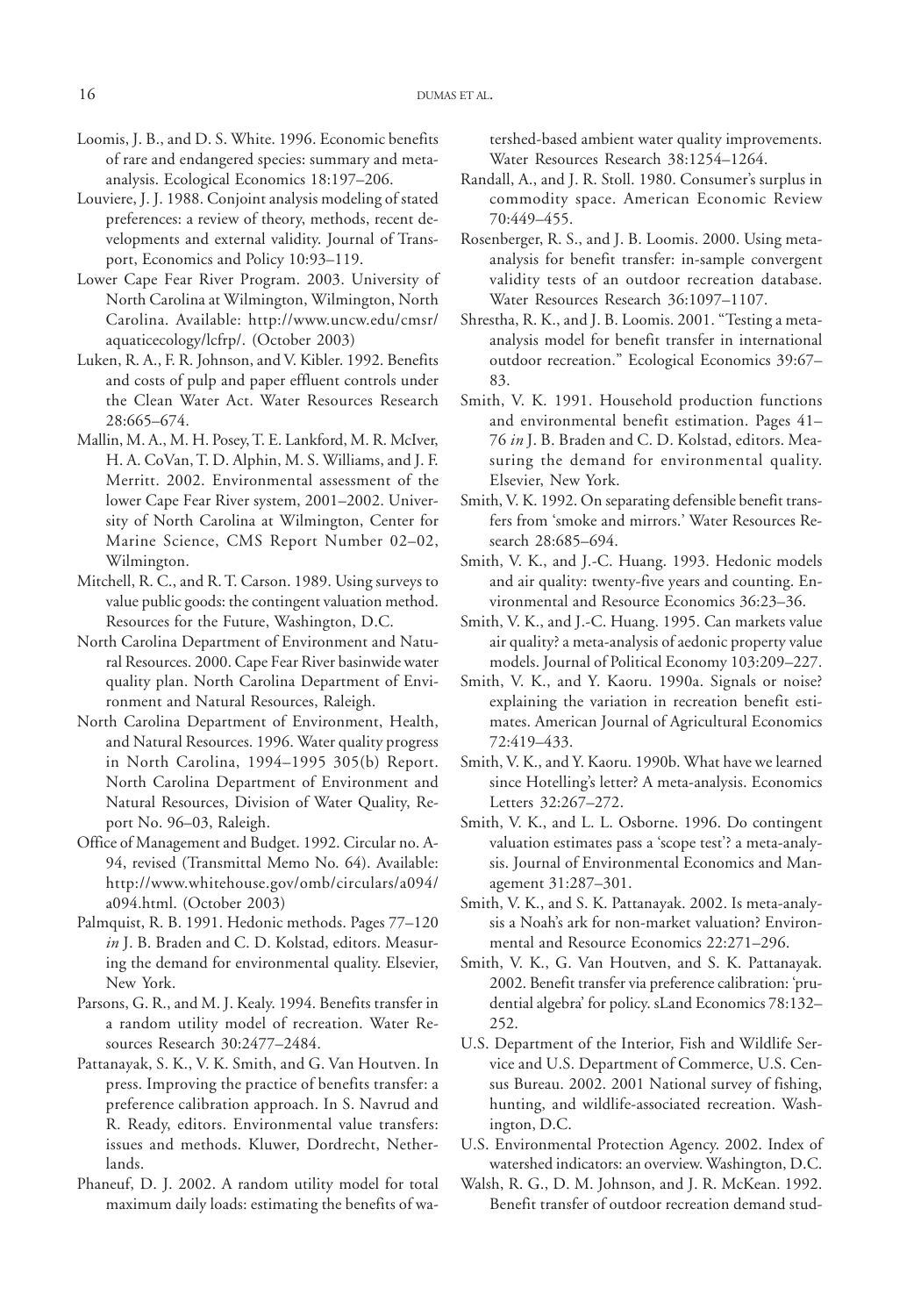Loomis, J. B., and D. S. White. 1996. Economic benefits of rare and endangered species: summary and meta-analysis. Ecological Economics 18:197–206.

Louviere, J. J. 1988. Conjoint analysis modeling of stated preferences: a review of theory, methods, recent developments and external validity. Journal of Transport, Economics and Policy 10:93–119.

Lower Cape Fear River Program. 2003. University of North Carolina at Wilmington, Wilmington, North Carolina. Available: http://www.uncw.edu/cmsr/aquaticecology/lcfrp/. (October 2003)

Luken, R. A., F. R. Johnson, and V. Kibler. 1992. Benefits and costs of pulp and paper effluent controls under the Clean Water Act. Water Resources Research 28:665–674.

Mallin, M. A., M. H. Posey, T. E. Lankford, M. R. McIver, H. A. CoVan, T. D. Alphin, M. S. Williams, and J. F. Merritt. 2002. Environmental assessment of the lower Cape Fear River system, 2001–2002. University of North Carolina at Wilmington, Center for Marine Science, CMS Report Number 02–02, Wilmington.

Mitchell, R. C., and R. T. Carson. 1989. Using surveys to value public goods: the contingent valuation method. Resources for the Future, Washington, D.C.

North Carolina Department of Environment and Natural Resources. 2000. Cape Fear River basinwide water quality plan. North Carolina Department of Environment and Natural Resources, Raleigh.

North Carolina Department of Environment, Health, and Natural Resources. 1996. Water quality progress in North Carolina, 1994–1995 305(b) Report. North Carolina Department of Environment and Natural Resources, Division of Water Quality, Report No. 96–03, Raleigh.

Office of Management and Budget. 1992. Circular no. A-94, revised (Transmittal Memo No. 64). Available: http://www.whitehouse.gov/omb/circulars/a094/a094.html. (October 2003)

Palmquist, R. B. 1991. Hedonic methods. Pages 77–120 *in* J. B. Braden and C. D. Kolstad, editors. Measuring the demand for environmental quality. Elsevier, New York.

Parsons, G. R., and M. J. Kealy. 1994. Benefits transfer in a random utility model of recreation. Water Resources Research 30:2477–2484.

Pattanayak, S. K., V. K. Smith, and G. Van Houtven. In press. Improving the practice of benefits transfer: a preference calibration approach. In S. Navrud and R. Ready, editors. Environmental value transfers: issues and methods. Kluwer, Dordrecht, Netherlands.

Phaneuf, D. J. 2002. A random utility model for total maximum daily loads: estimating the benefits of watershed-based ambient water quality improvements. Water Resources Research 38:1254–1264.

Randall, A., and J. R. Stoll. 1980. Consumer's surplus in commodity space. American Economic Review 70:449–455.

Rosenberger, R. S., and J. B. Loomis. 2000. Using meta-analysis for benefit transfer: in-sample convergent validity tests of an outdoor recreation database. Water Resources Research 36:1097–1107.

Shrestha, R. K., and J. B. Loomis. 2001. "Testing a meta-analysis model for benefit transfer in international outdoor recreation." Ecological Economics 39:67–83.

Smith, V. K. 1991. Household production functions and environmental benefit estimation. Pages 41–76 *in* J. B. Braden and C. D. Kolstad, editors. Measuring the demand for environmental quality. Elsevier, New York.

Smith, V. K. 1992. On separating defensible benefit transfers from 'smoke and mirrors.' Water Resources Research 28:685–694.

Smith, V. K., and J.-C. Huang. 1993. Hedonic models and air quality: twenty-five years and counting. Environmental and Resource Economics 36:23–36.

Smith, V. K., and J.-C. Huang. 1995. Can markets value air quality? a meta-analysis of aedonic property value models. Journal of Political Economy 103:209–227.

Smith, V. K., and Y. Kaoru. 1990a. Signals or noise? explaining the variation in recreation benefit estimates. American Journal of Agricultural Economics 72:419–433.

Smith, V. K., and Y. Kaoru. 1990b. What have we learned since Hotelling's letter? A meta-analysis. Economics Letters 32:267–272.

Smith, V. K., and L. L. Osborne. 1996. Do contingent valuation estimates pass a 'scope test'? a meta-analysis. Journal of Environmental Economics and Management 31:287–301.

Smith, V. K., and S. K. Pattanayak. 2002. Is meta-analysis a Noah's ark for non-market valuation? Environmental and Resource Economics 22:271–296.

Smith, V. K., G. Van Houtven, and S. K. Pattanayak. 2002. Benefit transfer via preference calibration: 'prudential algebra' for policy. sLand Economics 78:132–252.

U.S. Department of the Interior, Fish and Wildlife Service and U.S. Department of Commerce, U.S. Census Bureau. 2002. 2001 National survey of fishing, hunting, and wildlife-associated recreation. Washington, D.C.

U.S. Environmental Protection Agency. 2002. Index of watershed indicators: an overview. Washington, D.C.

Walsh, R. G., D. M. Johnson, and J. R. McKean. 1992. Benefit transfer of outdoor recreation demand stud-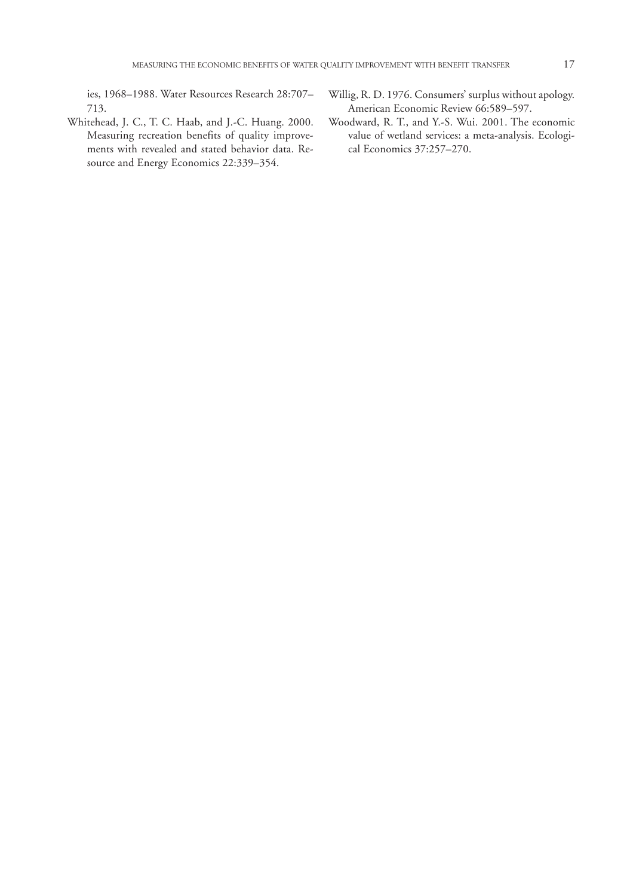ies, 1968–1988. Water Resources Research 28:707–713.

Whitehead, J. C., T. C. Haab, and J.-C. Huang. 2000. Measuring recreation benefits of quality improvements with revealed and stated behavior data. Resource and Energy Economics 22:339–354.

Willig, R. D. 1976. Consumers' surplus without apology. American Economic Review 66:589–597.

Woodward, R. T., and Y.-S. Wui. 2001. The economic value of wetland services: a meta-analysis. Ecological Economics 37:257–270.